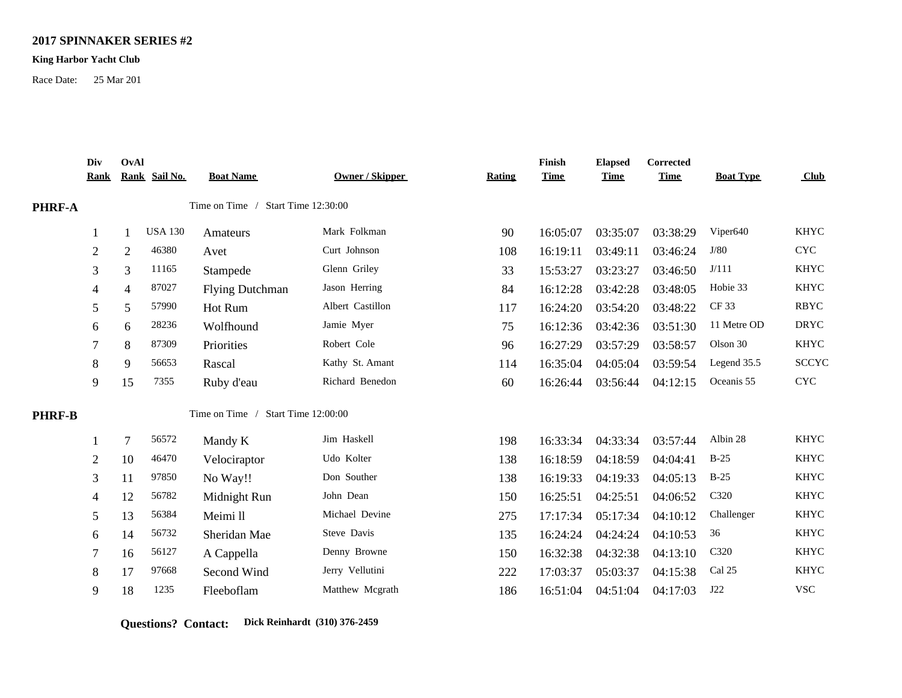**2017 SPINNAKER SERIES #2**

**King Harbor Yacht Club**

Race Date: 25 Mar 201

| Div Rank | OvAl Rank | Sail No. | Boat Name | Owner / Skipper | Rating | Finish Time | Elapsed Time | Corrected Time | Boat Type | Club |
|---|---|---|---|---|---|---|---|---|---|---|
| **PHRF-A** | | Time on Time / Start Time 12:30:00 | | | | | | | | |
| 1 | 1 | USA 130 | Amateurs | Mark Folkman | 90 | 16:05:07 | 03:35:07 | 03:38:29 | Viper640 | KHYC |
| 2 | 2 | 46380 | Avet | Curt Johnson | 108 | 16:19:11 | 03:49:11 | 03:46:24 | J/80 | CYC |
| 3 | 3 | 11165 | Stampede | Glenn Griley | 33 | 15:53:27 | 03:23:27 | 03:46:50 | J/111 | KHYC |
| 4 | 4 | 87027 | Flying Dutchman | Jason Herring | 84 | 16:12:28 | 03:42:28 | 03:48:05 | Hobie 33 | KHYC |
| 5 | 5 | 57990 | Hot Rum | Albert Castillon | 117 | 16:24:20 | 03:54:20 | 03:48:22 | CF 33 | RBYC |
| 6 | 6 | 28236 | Wolfhound | Jamie Myer | 75 | 16:12:36 | 03:42:36 | 03:51:30 | 11 Metre OD | DRYC |
| 7 | 8 | 87309 | Priorities | Robert Cole | 96 | 16:27:29 | 03:57:29 | 03:58:57 | Olson 30 | KHYC |
| 8 | 9 | 56653 | Rascal | Kathy St. Amant | 114 | 16:35:04 | 04:05:04 | 03:59:54 | Legend 35.5 | SCCYC |
| 9 | 15 | 7355 | Ruby d'eau | Richard Benedon | 60 | 16:26:44 | 03:56:44 | 04:12:15 | Oceanis 55 | CYC |
| **PHRF-B** | | Time on Time / Start Time 12:00:00 | | | | | | | | |
| 1 | 7 | 56572 | Mandy K | Jim Haskell | 198 | 16:33:34 | 04:33:34 | 03:57:44 | Albin 28 | KHYC |
| 2 | 10 | 46470 | Velociraptor | Udo Kolter | 138 | 16:18:59 | 04:18:59 | 04:04:41 | B-25 | KHYC |
| 3 | 11 | 97850 | No Way!! | Don Souther | 138 | 16:19:33 | 04:19:33 | 04:05:13 | B-25 | KHYC |
| 4 | 12 | 56782 | Midnight Run | John Dean | 150 | 16:25:51 | 04:25:51 | 04:06:52 | C320 | KHYC |
| 5 | 13 | 56384 | Meimi ll | Michael Devine | 275 | 17:17:34 | 05:17:34 | 04:10:12 | Challenger | KHYC |
| 6 | 14 | 56732 | Sheridan Mae | Steve Davis | 135 | 16:24:24 | 04:24:24 | 04:10:53 | 36 | KHYC |
| 7 | 16 | 56127 | A Cappella | Denny Browne | 150 | 16:32:38 | 04:32:38 | 04:13:10 | C320 | KHYC |
| 8 | 17 | 97668 | Second Wind | Jerry Vellutini | 222 | 17:03:37 | 05:03:37 | 04:15:38 | Cal 25 | KHYC |
| 9 | 18 | 1235 | Fleeboflam | Matthew Mcgrath | 186 | 16:51:04 | 04:51:04 | 04:17:03 | J22 | VSC |

**Questions? Contact:** **Dick Reinhardt (310) 376-2459**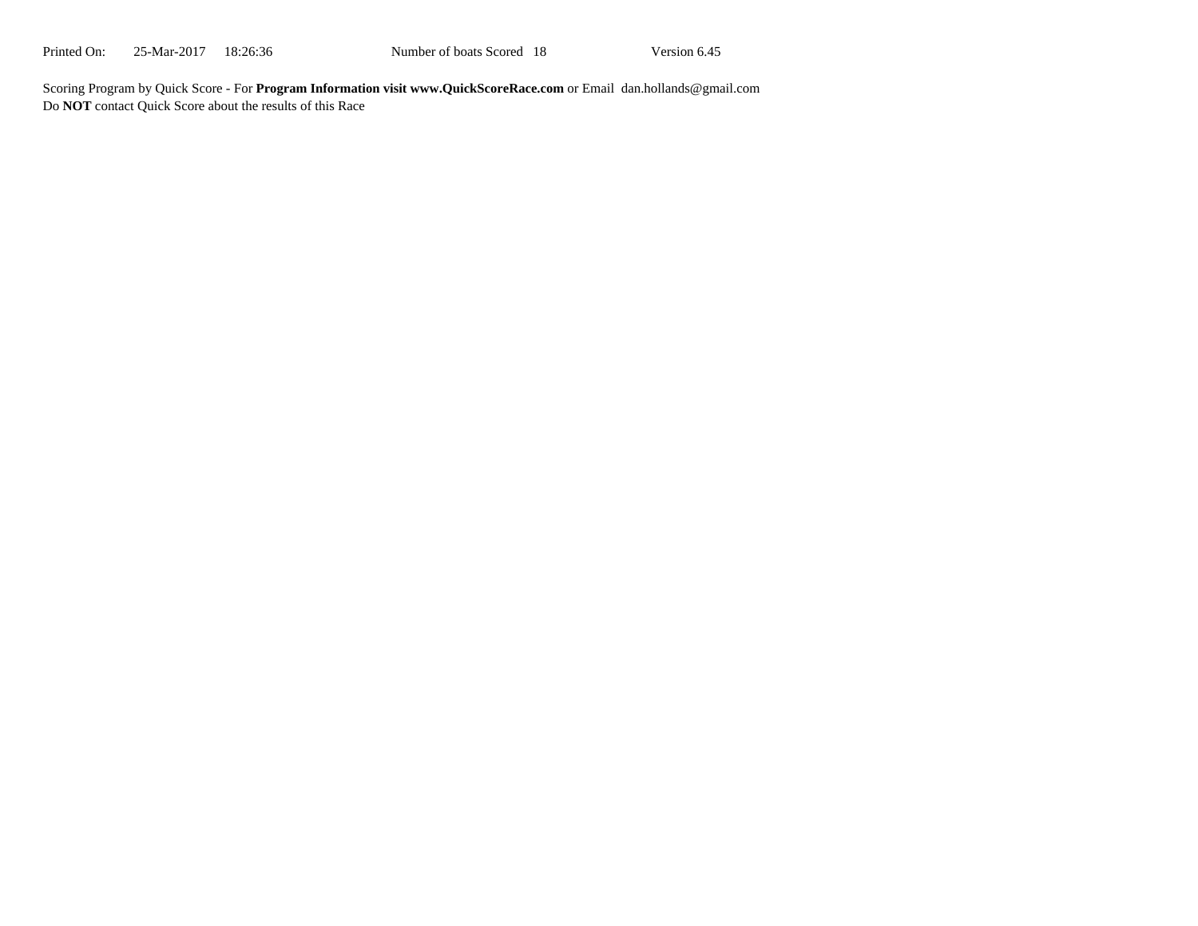Printed On: 25-Mar-2017 18:26:36 Number of boats Scored 18 Version 6.45

Scoring Program by Quick Score - For **Program Information visit www.QuickScoreRace.com** or Email dan.hollands@gmail.com
Do **NOT** contact Quick Score about the results of this Race